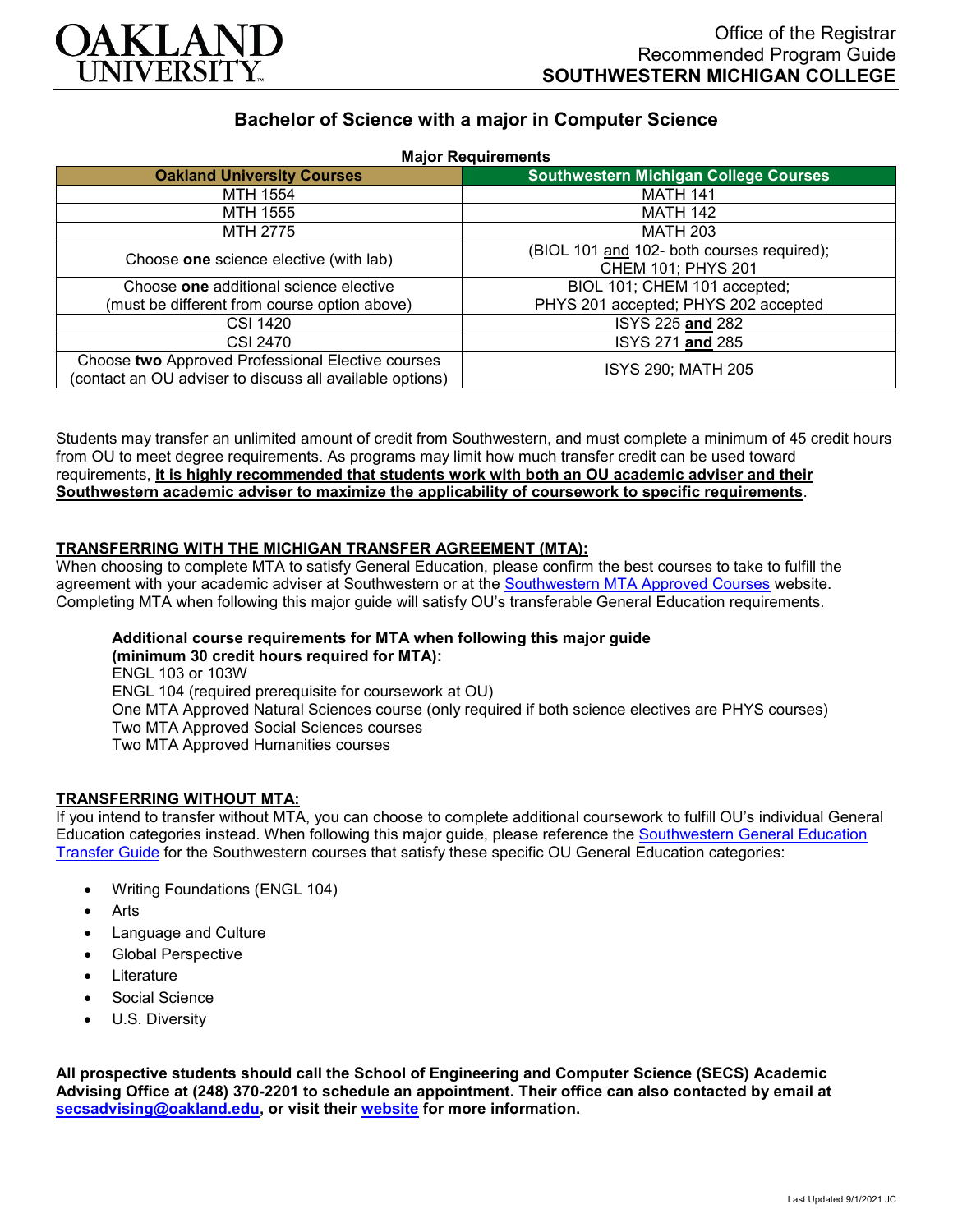OAKLAND UNIVERSITY

Office of the Registrar
Recommended Program Guide
**SOUTHWESTERN MICHIGAN COLLEGE**

## Bachelor of Science with a major in Computer Science

**Major Requirements**

| Oakland University Courses | Southwestern Michigan College Courses |
|---|---|
| MTH 1554 | MATH 141 |
| MTH 1555 | MATH 142 |
| MTH 2775 | MATH 203 |
| Choose **one** science elective (with lab) | (BIOL 101 and 102- both courses required); CHEM 101; PHYS 201 |
| Choose **one** additional science elective (must be different from course option above) | BIOL 101; CHEM 101 accepted; PHYS 201 accepted; PHYS 202 accepted |
| CSI 1420 | ISYS 225 **and** 282 |
| CSI 2470 | ISYS 271 **and** 285 |
| Choose **two** Approved Professional Elective courses (contact an OU adviser to discuss all available options) | ISYS 290; MATH 205 |

Students may transfer an unlimited amount of credit from Southwestern, and must complete a minimum of 45 credit hours from OU to meet degree requirements. As programs may limit how much transfer credit can be used toward requirements, **it is highly recommended that students work with both an OU academic adviser and their Southwestern academic adviser to maximize the applicability of coursework to specific requirements**.

### TRANSFERRING WITH THE MICHIGAN TRANSFER AGREEMENT (MTA):

When choosing to complete MTA to satisfy General Education, please confirm the best courses to take to fulfill the agreement with your academic adviser at Southwestern or at the Southwestern MTA Approved Courses website. Completing MTA when following this major guide will satisfy OU's transferable General Education requirements.

**Additional course requirements for MTA when following this major guide (minimum 30 credit hours required for MTA):**
ENGL 103 or 103W
ENGL 104 (required prerequisite for coursework at OU)
One MTA Approved Natural Sciences course (only required if both science electives are PHYS courses)
Two MTA Approved Social Sciences courses
Two MTA Approved Humanities courses

### TRANSFERRING WITHOUT MTA:

If you intend to transfer without MTA, you can choose to complete additional coursework to fulfill OU's individual General Education categories instead. When following this major guide, please reference the Southwestern General Education Transfer Guide for the Southwestern courses that satisfy these specific OU General Education categories:

- Writing Foundations (ENGL 104)
- Arts
- Language and Culture
- Global Perspective
- Literature
- Social Science
- U.S. Diversity

**All prospective students should call the School of Engineering and Computer Science (SECS) Academic Advising Office at (248) 370-2201 to schedule an appointment. Their office can also contacted by email at secsadvising@oakland.edu, or visit their website for more information.**

Last Updated 9/1/2021 JC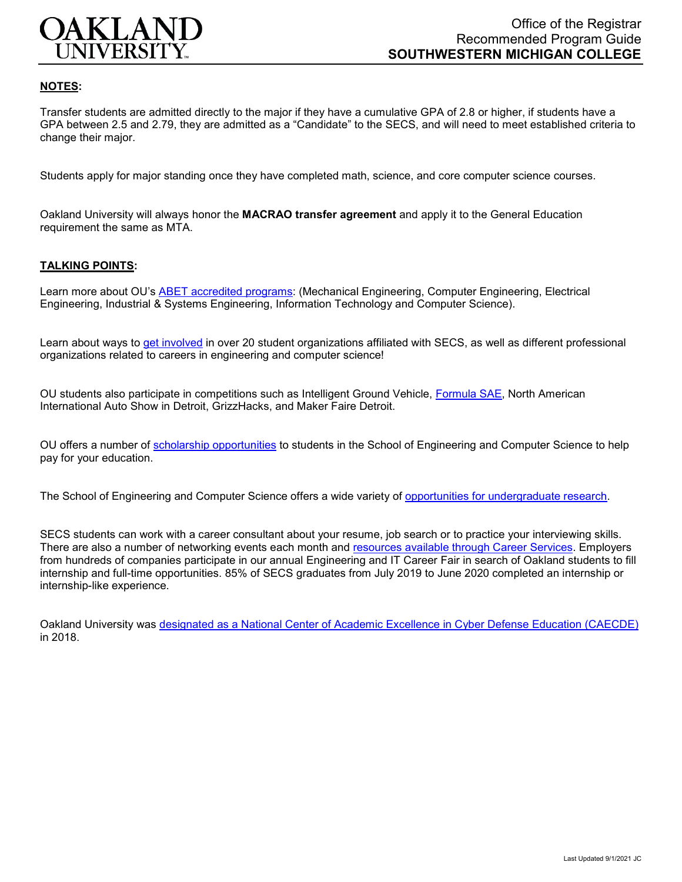**NOTES:**

Transfer students are admitted directly to the major if they have a cumulative GPA of 2.8 or higher, if students have a GPA between 2.5 and 2.79, they are admitted as a "Candidate" to the SECS, and will need to meet established criteria to change their major.

Students apply for major standing once they have completed math, science, and core computer science courses.

Oakland University will always honor the **MACRAO transfer agreement** and apply it to the General Education requirement the same as MTA.

**TALKING POINTS:**

Learn more about OU's ABET accredited programs: (Mechanical Engineering, Computer Engineering, Electrical Engineering, Industrial & Systems Engineering, Information Technology and Computer Science).

Learn about ways to get involved in over 20 student organizations affiliated with SECS, as well as different professional organizations related to careers in engineering and computer science!

OU students also participate in competitions such as Intelligent Ground Vehicle, Formula SAE, North American International Auto Show in Detroit, GrizzHacks, and Maker Faire Detroit.

OU offers a number of scholarship opportunities to students in the School of Engineering and Computer Science to help pay for your education.

The School of Engineering and Computer Science offers a wide variety of opportunities for undergraduate research.

SECS students can work with a career consultant about your resume, job search or to practice your interviewing skills. There are also a number of networking events each month and resources available through Career Services. Employers from hundreds of companies participate in our annual Engineering and IT Career Fair in search of Oakland students to fill internship and full-time opportunities. 85% of SECS graduates from July 2019 to June 2020 completed an internship or internship-like experience.

Oakland University was designated as a National Center of Academic Excellence in Cyber Defense Education (CAECDE) in 2018.

Last Updated 9/1/2021 JC